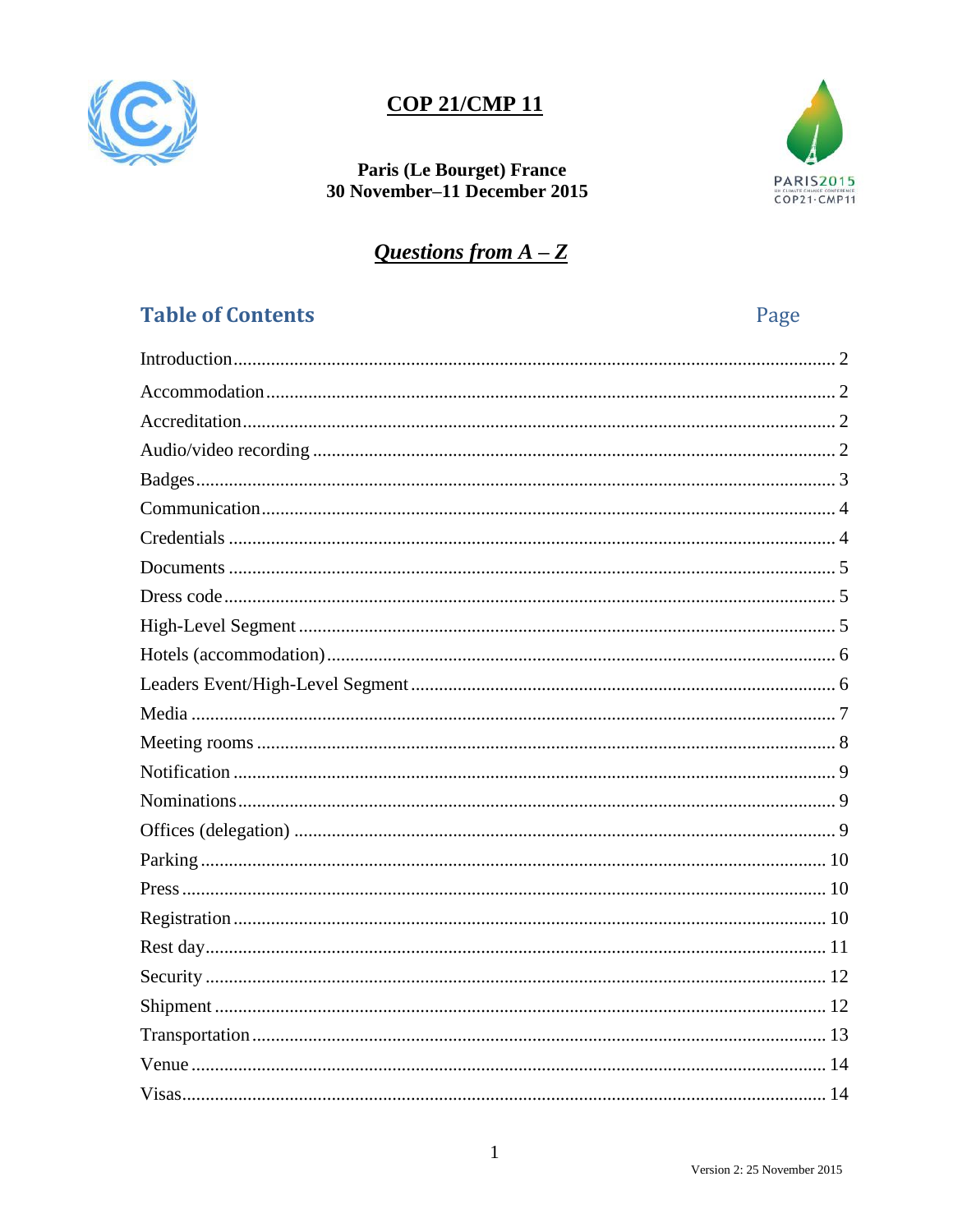# COP 21/CMP 11

**Paris (Le Bourget) France**
**30 November–11 December 2015**

## *Questions from A – Z*

## Table of Contents

| | Page |
|---|---|
| Introduction | 2 |
| Accommodation | 2 |
| Accreditation | 2 |
| Audio/video recording | 2 |
| Badges | 3 |
| Communication | 4 |
| Credentials | 4 |
| Documents | 5 |
| Dress code | 5 |
| High-Level Segment | 5 |
| Hotels (accommodation) | 6 |
| Leaders Event/High-Level Segment | 6 |
| Media | 7 |
| Meeting rooms | 8 |
| Notification | 9 |
| Nominations | 9 |
| Offices (delegation) | 9 |
| Parking | 10 |
| Press | 10 |
| Registration | 10 |
| Rest day | 11 |
| Security | 12 |
| Shipment | 12 |
| Transportation | 13 |
| Venue | 14 |
| Visas | 14 |

Version 2: 25 November 2015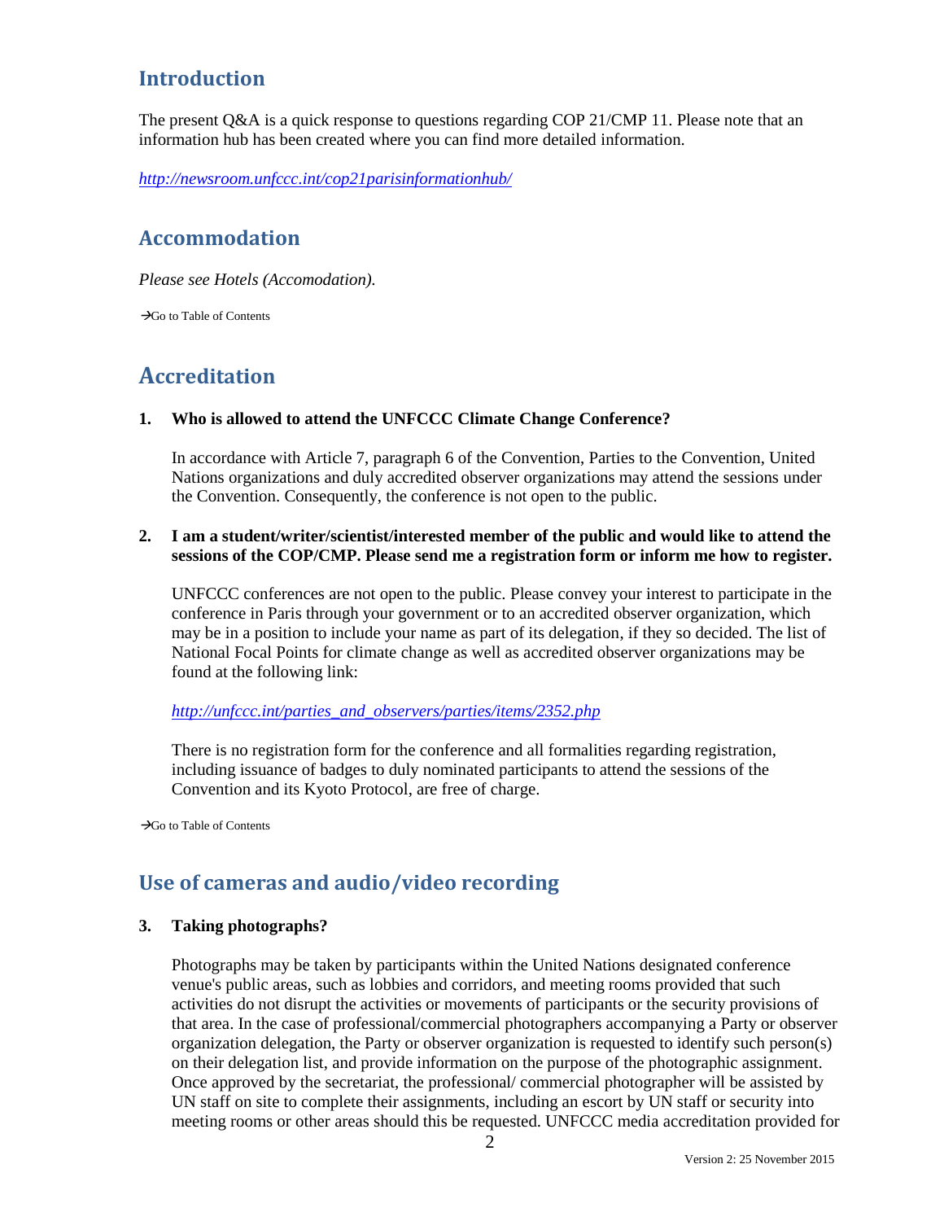## Introduction

The present Q&A is a quick response to questions regarding COP 21/CMP 11. Please note that an information hub has been created where you can find more detailed information.

*http://newsroom.unfccc.int/cop21parisinformationhub/*

## Accommodation

*Please see Hotels (Accomodation).*

→Go to Table of Contents

## Accreditation

**1. Who is allowed to attend the UNFCCC Climate Change Conference?**

In accordance with Article 7, paragraph 6 of the Convention, Parties to the Convention, United Nations organizations and duly accredited observer organizations may attend the sessions under the Convention. Consequently, the conference is not open to the public.

**2. I am a student/writer/scientist/interested member of the public and would like to attend the sessions of the COP/CMP. Please send me a registration form or inform me how to register.**

UNFCCC conferences are not open to the public. Please convey your interest to participate in the conference in Paris through your government or to an accredited observer organization, which may be in a position to include your name as part of its delegation, if they so decided. The list of National Focal Points for climate change as well as accredited observer organizations may be found at the following link:

*http://unfccc.int/parties_and_observers/parties/items/2352.php*

There is no registration form for the conference and all formalities regarding registration, including issuance of badges to duly nominated participants to attend the sessions of the Convention and its Kyoto Protocol, are free of charge.

→Go to Table of Contents

## Use of cameras and audio/video recording

**3. Taking photographs?**

Photographs may be taken by participants within the United Nations designated conference venue's public areas, such as lobbies and corridors, and meeting rooms provided that such activities do not disrupt the activities or movements of participants or the security provisions of that area. In the case of professional/commercial photographers accompanying a Party or observer organization delegation, the Party or observer organization is requested to identify such person(s) on their delegation list, and provide information on the purpose of the photographic assignment. Once approved by the secretariat, the professional/ commercial photographer will be assisted by UN staff on site to complete their assignments, including an escort by UN staff or security into meeting rooms or other areas should this be requested. UNFCCC media accreditation provided for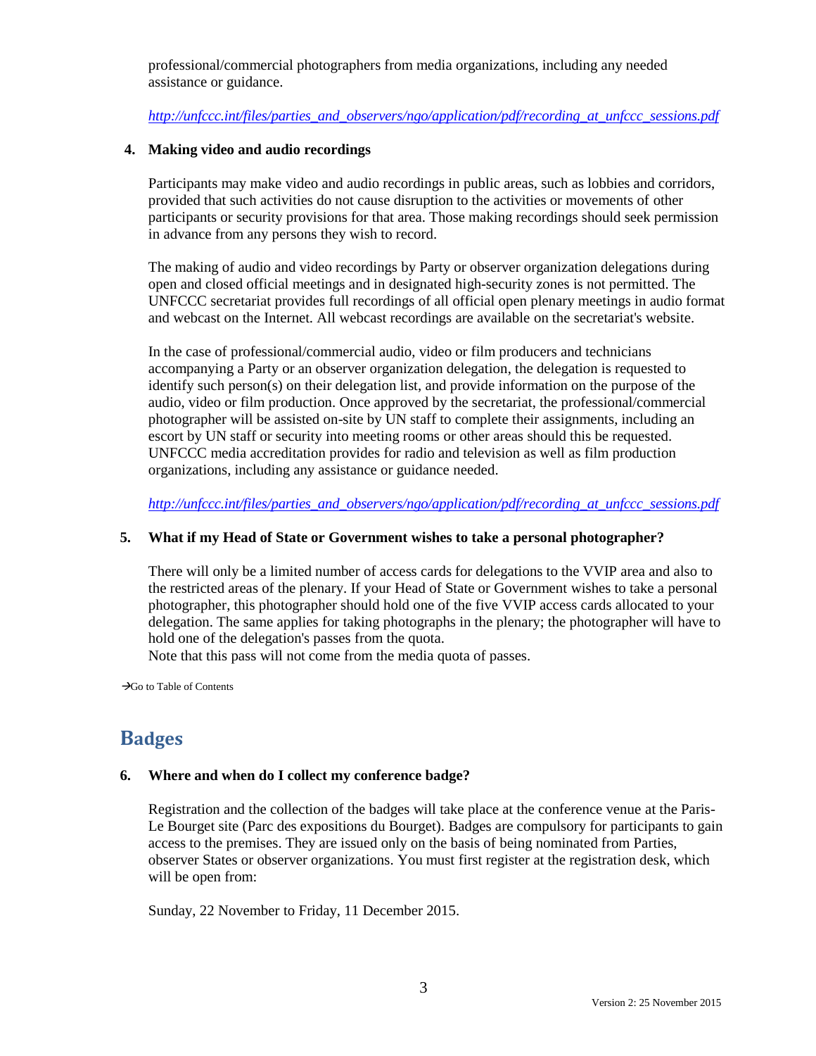professional/commercial photographers from media organizations, including any needed assistance or guidance.

*http://unfccc.int/files/parties_and_observers/ngo/application/pdf/recording_at_unfccc_sessions.pdf*

**4. Making video and audio recordings**

Participants may make video and audio recordings in public areas, such as lobbies and corridors, provided that such activities do not cause disruption to the activities or movements of other participants or security provisions for that area. Those making recordings should seek permission in advance from any persons they wish to record.

The making of audio and video recordings by Party or observer organization delegations during open and closed official meetings and in designated high-security zones is not permitted. The UNFCCC secretariat provides full recordings of all official open plenary meetings in audio format and webcast on the Internet. All webcast recordings are available on the secretariat's website.

In the case of professional/commercial audio, video or film producers and technicians accompanying a Party or an observer organization delegation, the delegation is requested to identify such person(s) on their delegation list, and provide information on the purpose of the audio, video or film production. Once approved by the secretariat, the professional/commercial photographer will be assisted on-site by UN staff to complete their assignments, including an escort by UN staff or security into meeting rooms or other areas should this be requested. UNFCCC media accreditation provides for radio and television as well as film production organizations, including any assistance or guidance needed.

*http://unfccc.int/files/parties_and_observers/ngo/application/pdf/recording_at_unfccc_sessions.pdf*

**5. What if my Head of State or Government wishes to take a personal photographer?**

There will only be a limited number of access cards for delegations to the VVIP area and also to the restricted areas of the plenary. If your Head of State or Government wishes to take a personal photographer, this photographer should hold one of the five VVIP access cards allocated to your delegation. The same applies for taking photographs in the plenary; the photographer will have to hold one of the delegation's passes from the quota.
Note that this pass will not come from the media quota of passes.

→Go to Table of Contents

## Badges

**6. Where and when do I collect my conference badge?**

Registration and the collection of the badges will take place at the conference venue at the Paris-Le Bourget site (Parc des expositions du Bourget). Badges are compulsory for participants to gain access to the premises. They are issued only on the basis of being nominated from Parties, observer States or observer organizations. You must first register at the registration desk, which will be open from:

Sunday, 22 November to Friday, 11 December 2015.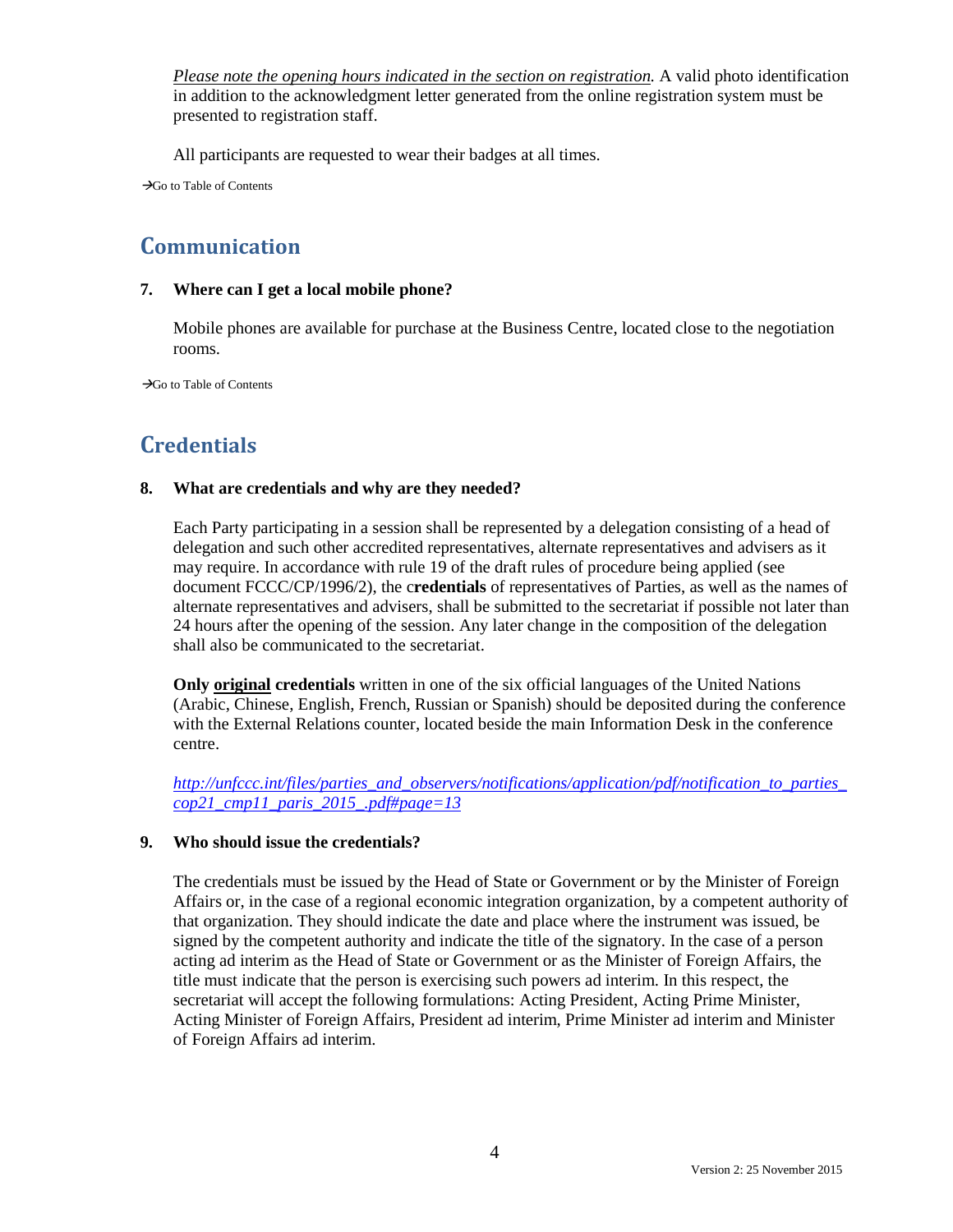*Please note the opening hours indicated in the section on registration.* A valid photo identification in addition to the acknowledgment letter generated from the online registration system must be presented to registration staff.

All participants are requested to wear their badges at all times.

→Go to Table of Contents

## Communication

**7. Where can I get a local mobile phone?**

Mobile phones are available for purchase at the Business Centre, located close to the negotiation rooms.

→Go to Table of Contents

## Credentials

**8. What are credentials and why are they needed?**

Each Party participating in a session shall be represented by a delegation consisting of a head of delegation and such other accredited representatives, alternate representatives and advisers as it may require. In accordance with rule 19 of the draft rules of procedure being applied (see document FCCC/CP/1996/2), the c**redentials** of representatives of Parties, as well as the names of alternate representatives and advisers, shall be submitted to the secretariat if possible not later than 24 hours after the opening of the session. Any later change in the composition of the delegation shall also be communicated to the secretariat.

**Only original credentials** written in one of the six official languages of the United Nations (Arabic, Chinese, English, French, Russian or Spanish) should be deposited during the conference with the External Relations counter, located beside the main Information Desk in the conference centre.

*http://unfccc.int/files/parties_and_observers/notifications/application/pdf/notification_to_parties_cop21_cmp11_paris_2015_.pdf#page=13*

**9. Who should issue the credentials?**

The credentials must be issued by the Head of State or Government or by the Minister of Foreign Affairs or, in the case of a regional economic integration organization, by a competent authority of that organization. They should indicate the date and place where the instrument was issued, be signed by the competent authority and indicate the title of the signatory. In the case of a person acting ad interim as the Head of State or Government or as the Minister of Foreign Affairs, the title must indicate that the person is exercising such powers ad interim. In this respect, the secretariat will accept the following formulations: Acting President, Acting Prime Minister, Acting Minister of Foreign Affairs, President ad interim, Prime Minister ad interim and Minister of Foreign Affairs ad interim.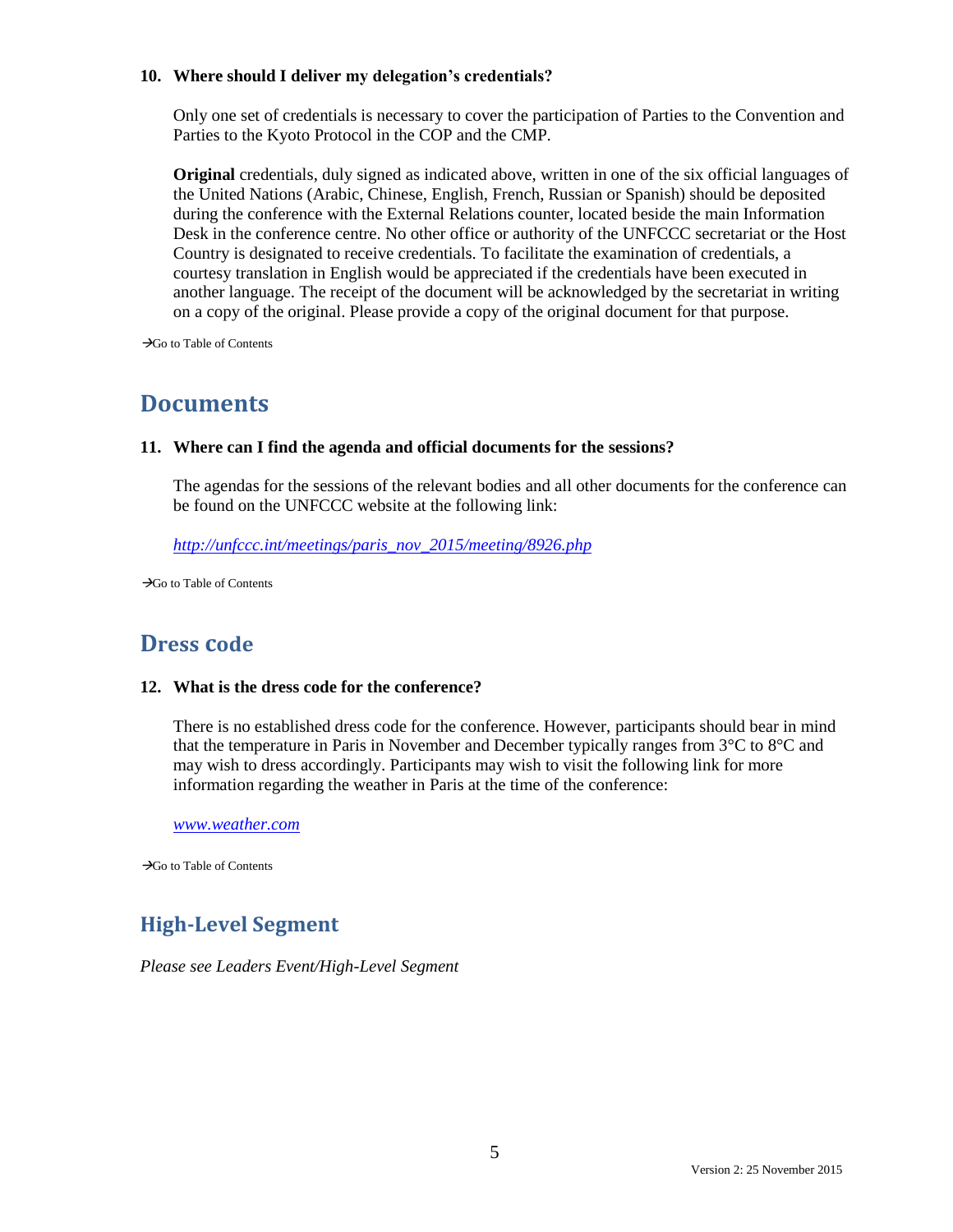**10. Where should I deliver my delegation's credentials?**

Only one set of credentials is necessary to cover the participation of Parties to the Convention and Parties to the Kyoto Protocol in the COP and the CMP.

**Original** credentials, duly signed as indicated above, written in one of the six official languages of the United Nations (Arabic, Chinese, English, French, Russian or Spanish) should be deposited during the conference with the External Relations counter, located beside the main Information Desk in the conference centre. No other office or authority of the UNFCCC secretariat or the Host Country is designated to receive credentials. To facilitate the examination of credentials, a courtesy translation in English would be appreciated if the credentials have been executed in another language. The receipt of the document will be acknowledged by the secretariat in writing on a copy of the original. Please provide a copy of the original document for that purpose.

→Go to Table of Contents

## Documents

**11. Where can I find the agenda and official documents for the sessions?**

The agendas for the sessions of the relevant bodies and all other documents for the conference can be found on the UNFCCC website at the following link:

*http://unfccc.int/meetings/paris_nov_2015/meeting/8926.php*

→Go to Table of Contents

## Dress code

**12. What is the dress code for the conference?**

There is no established dress code for the conference. However, participants should bear in mind that the temperature in Paris in November and December typically ranges from 3°C to 8°C and may wish to dress accordingly. Participants may wish to visit the following link for more information regarding the weather in Paris at the time of the conference:

*www.weather.com*

→Go to Table of Contents

## High-Level Segment

*Please see Leaders Event/High-Level Segment*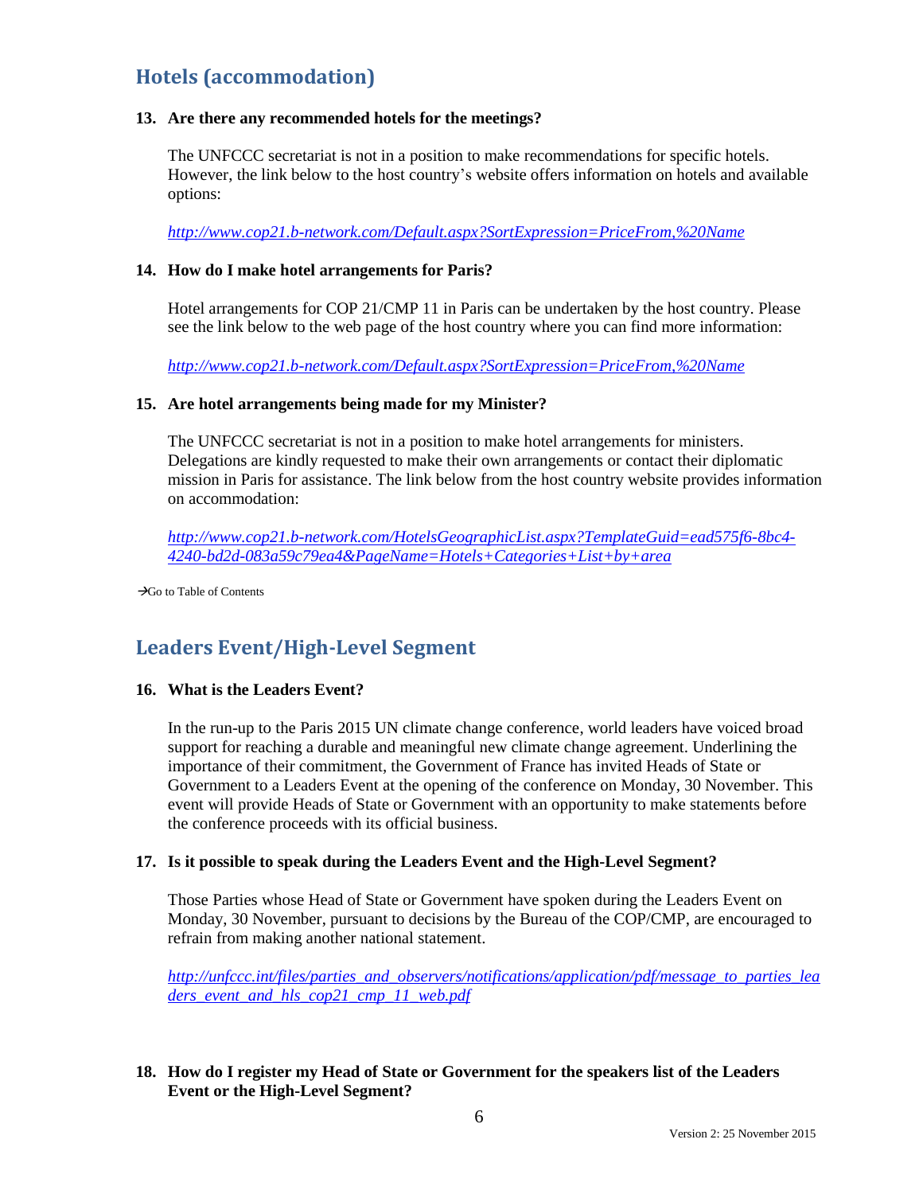## Hotels (accommodation)

**13. Are there any recommended hotels for the meetings?**

The UNFCCC secretariat is not in a position to make recommendations for specific hotels. However, the link below to the host country's website offers information on hotels and available options:

*http://www.cop21.b-network.com/Default.aspx?SortExpression=PriceFrom,%20Name*

**14. How do I make hotel arrangements for Paris?**

Hotel arrangements for COP 21/CMP 11 in Paris can be undertaken by the host country. Please see the link below to the web page of the host country where you can find more information:

*http://www.cop21.b-network.com/Default.aspx?SortExpression=PriceFrom,%20Name*

**15. Are hotel arrangements being made for my Minister?**

The UNFCCC secretariat is not in a position to make hotel arrangements for ministers. Delegations are kindly requested to make their own arrangements or contact their diplomatic mission in Paris for assistance. The link below from the host country website provides information on accommodation:

*http://www.cop21.b-network.com/HotelsGeographicList.aspx?TemplateGuid=ead575f6-8bc4-4240-bd2d-083a59c79ea4&PageName=Hotels+Categories+List+by+area*

→Go to Table of Contents

## Leaders Event/High-Level Segment

**16. What is the Leaders Event?**

In the run-up to the Paris 2015 UN climate change conference, world leaders have voiced broad support for reaching a durable and meaningful new climate change agreement. Underlining the importance of their commitment, the Government of France has invited Heads of State or Government to a Leaders Event at the opening of the conference on Monday, 30 November. This event will provide Heads of State or Government with an opportunity to make statements before the conference proceeds with its official business.

**17. Is it possible to speak during the Leaders Event and the High-Level Segment?**

Those Parties whose Head of State or Government have spoken during the Leaders Event on Monday, 30 November, pursuant to decisions by the Bureau of the COP/CMP, are encouraged to refrain from making another national statement.

*http://unfccc.int/files/parties_and_observers/notifications/application/pdf/message_to_parties_leaders_event_and_hls_cop21_cmp_11_web.pdf*

**18. How do I register my Head of State or Government for the speakers list of the Leaders Event or the High-Level Segment?**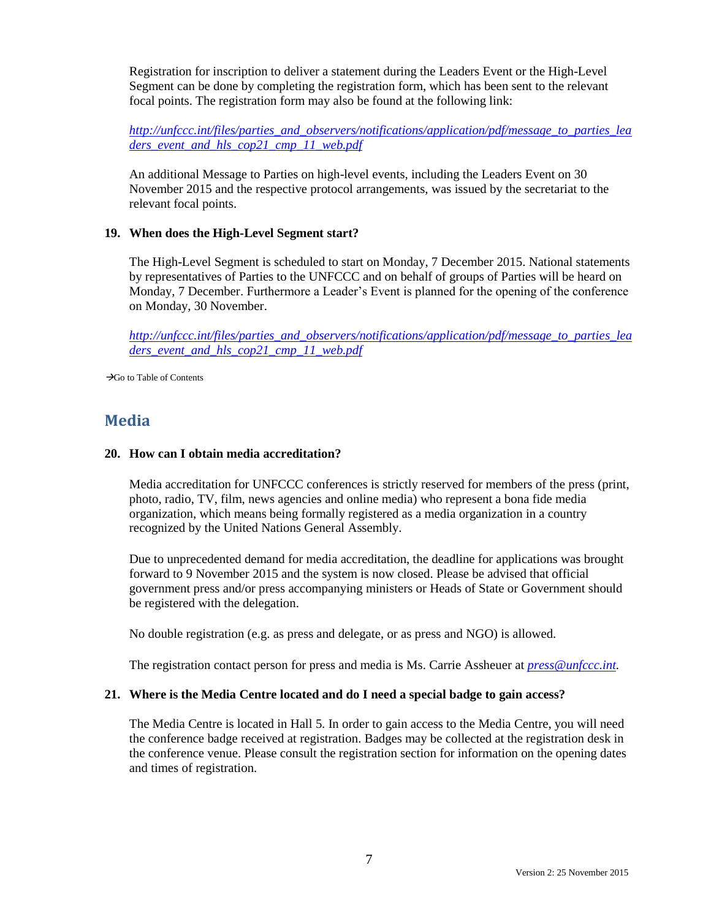Registration for inscription to deliver a statement during the Leaders Event or the High-Level Segment can be done by completing the registration form, which has been sent to the relevant focal points. The registration form may also be found at the following link:

*http://unfccc.int/files/parties_and_observers/notifications/application/pdf/message_to_parties_leaders_event_and_hls_cop21_cmp_11_web.pdf*

An additional Message to Parties on high-level events, including the Leaders Event on 30 November 2015 and the respective protocol arrangements, was issued by the secretariat to the relevant focal points.

**19. When does the High-Level Segment start?**

The High-Level Segment is scheduled to start on Monday, 7 December 2015. National statements by representatives of Parties to the UNFCCC and on behalf of groups of Parties will be heard on Monday, 7 December. Furthermore a Leader's Event is planned for the opening of the conference on Monday, 30 November.

*http://unfccc.int/files/parties_and_observers/notifications/application/pdf/message_to_parties_leaders_event_and_hls_cop21_cmp_11_web.pdf*

→Go to Table of Contents

## Media

**20. How can I obtain media accreditation?**

Media accreditation for UNFCCC conferences is strictly reserved for members of the press (print, photo, radio, TV, film, news agencies and online media) who represent a bona fide media organization, which means being formally registered as a media organization in a country recognized by the United Nations General Assembly.

Due to unprecedented demand for media accreditation, the deadline for applications was brought forward to 9 November 2015 and the system is now closed. Please be advised that official government press and/or press accompanying ministers or Heads of State or Government should be registered with the delegation.

No double registration (e.g. as press and delegate, or as press and NGO) is allowed.

The registration contact person for press and media is Ms. Carrie Assheuer at *press@unfccc.int*.

**21. Where is the Media Centre located and do I need a special badge to gain access?**

The Media Centre is located in Hall 5. In order to gain access to the Media Centre, you will need the conference badge received at registration. Badges may be collected at the registration desk in the conference venue. Please consult the registration section for information on the opening dates and times of registration.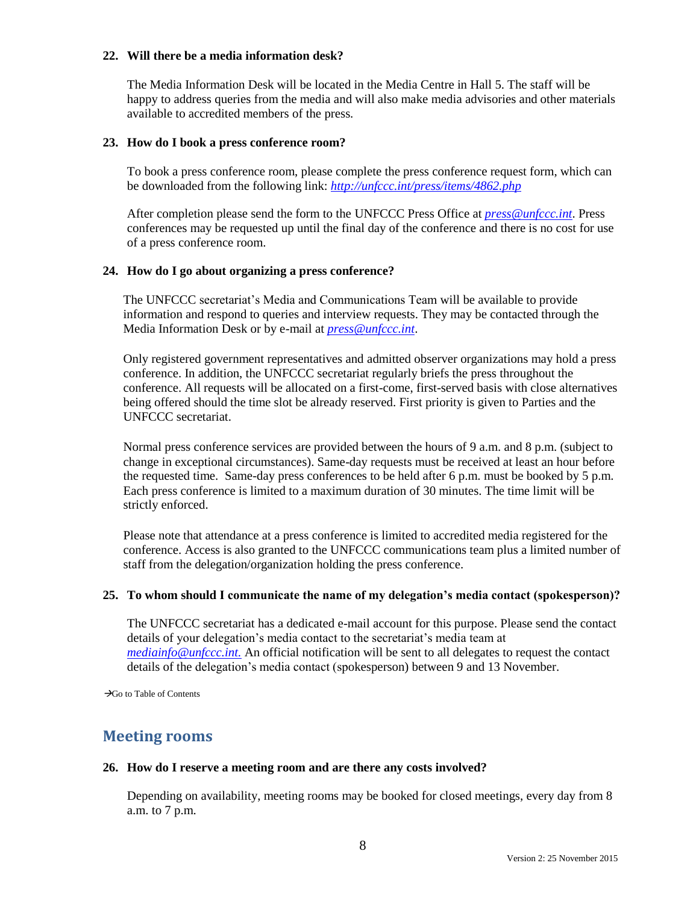**22. Will there be a media information desk?**

The Media Information Desk will be located in the Media Centre in Hall 5. The staff will be happy to address queries from the media and will also make media advisories and other materials available to accredited members of the press.

**23. How do I book a press conference room?**

To book a press conference room, please complete the press conference request form, which can be downloaded from the following link: *http://unfccc.int/press/items/4862.php*

After completion please send the form to the UNFCCC Press Office at *press@unfccc.int*. Press conferences may be requested up until the final day of the conference and there is no cost for use of a press conference room.

**24. How do I go about organizing a press conference?**

The UNFCCC secretariat's Media and Communications Team will be available to provide information and respond to queries and interview requests. They may be contacted through the Media Information Desk or by e-mail at *press@unfccc.int*.

Only registered government representatives and admitted observer organizations may hold a press conference. In addition, the UNFCCC secretariat regularly briefs the press throughout the conference. All requests will be allocated on a first-come, first-served basis with close alternatives being offered should the time slot be already reserved. First priority is given to Parties and the UNFCCC secretariat.

Normal press conference services are provided between the hours of 9 a.m. and 8 p.m. (subject to change in exceptional circumstances). Same-day requests must be received at least an hour before the requested time. Same-day press conferences to be held after 6 p.m. must be booked by 5 p.m. Each press conference is limited to a maximum duration of 30 minutes. The time limit will be strictly enforced.

Please note that attendance at a press conference is limited to accredited media registered for the conference. Access is also granted to the UNFCCC communications team plus a limited number of staff from the delegation/organization holding the press conference.

**25. To whom should I communicate the name of my delegation's media contact (spokesperson)?**

The UNFCCC secretariat has a dedicated e-mail account for this purpose. Please send the contact details of your delegation's media contact to the secretariat's media team at *mediainfo@unfccc.int.* An official notification will be sent to all delegates to request the contact details of the delegation's media contact (spokesperson) between 9 and 13 November.

→Go to Table of Contents

## Meeting rooms

**26. How do I reserve a meeting room and are there any costs involved?**

Depending on availability, meeting rooms may be booked for closed meetings, every day from 8 a.m. to 7 p.m.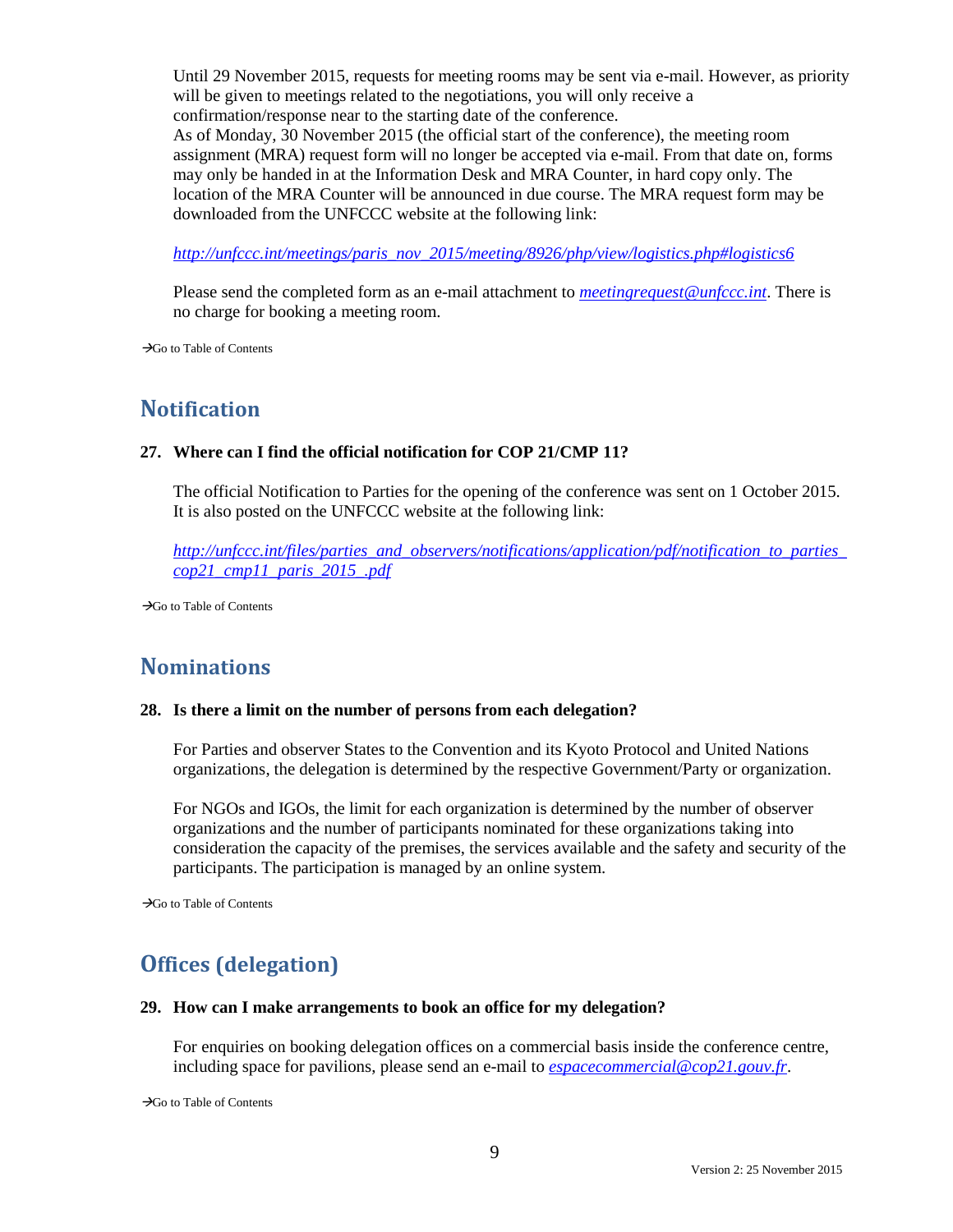Until 29 November 2015, requests for meeting rooms may be sent via e-mail. However, as priority will be given to meetings related to the negotiations, you will only receive a confirmation/response near to the starting date of the conference.
As of Monday, 30 November 2015 (the official start of the conference), the meeting room assignment (MRA) request form will no longer be accepted via e-mail. From that date on, forms may only be handed in at the Information Desk and MRA Counter, in hard copy only. The location of the MRA Counter will be announced in due course. The MRA request form may be downloaded from the UNFCCC website at the following link:

*http://unfccc.int/meetings/paris_nov_2015/meeting/8926/php/view/logistics.php#logistics6*

Please send the completed form as an e-mail attachment to *meetingrequest@unfccc.int*. There is no charge for booking a meeting room.

→Go to Table of Contents

## Notification

**27. Where can I find the official notification for COP 21/CMP 11?**

The official Notification to Parties for the opening of the conference was sent on 1 October 2015. It is also posted on the UNFCCC website at the following link:

*http://unfccc.int/files/parties_and_observers/notifications/application/pdf/notification_to_parties_cop21_cmp11_paris_2015_.pdf*

→Go to Table of Contents

## Nominations

**28. Is there a limit on the number of persons from each delegation?**

For Parties and observer States to the Convention and its Kyoto Protocol and United Nations organizations, the delegation is determined by the respective Government/Party or organization.

For NGOs and IGOs, the limit for each organization is determined by the number of observer organizations and the number of participants nominated for these organizations taking into consideration the capacity of the premises, the services available and the safety and security of the participants. The participation is managed by an online system.

→Go to Table of Contents

## Offices (delegation)

**29. How can I make arrangements to book an office for my delegation?**

For enquiries on booking delegation offices on a commercial basis inside the conference centre, including space for pavilions, please send an e-mail to *espacecommercial@cop21.gouv.fr*.

→Go to Table of Contents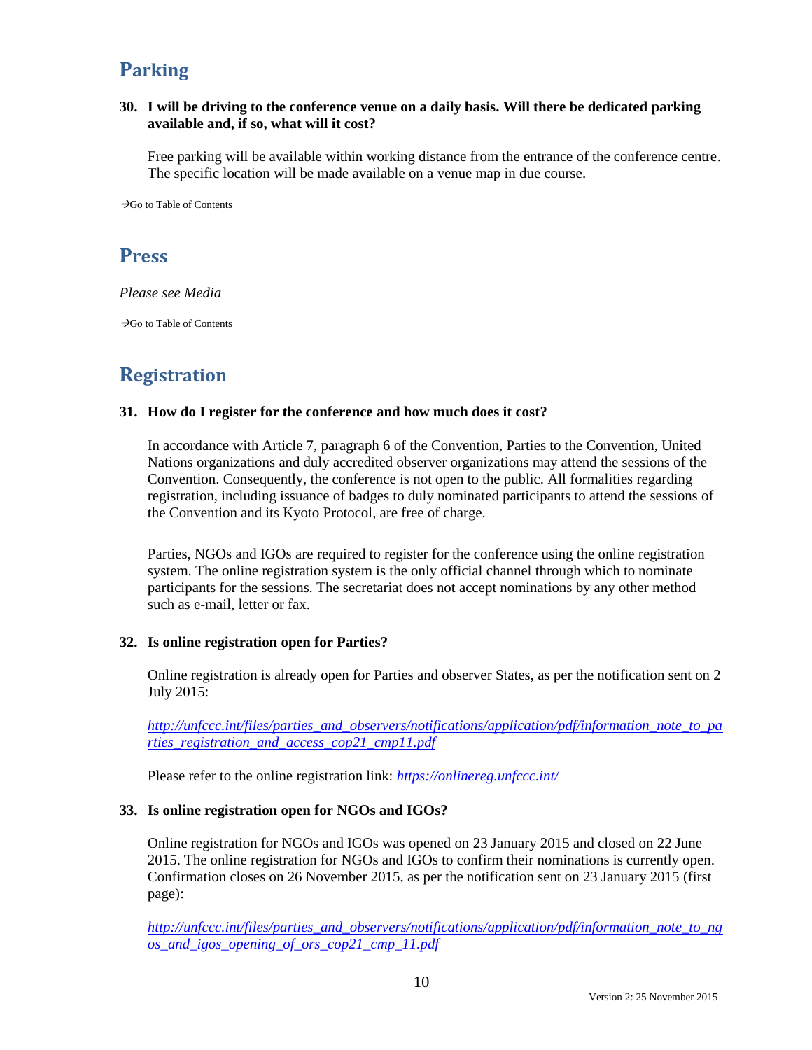## Parking

**30. I will be driving to the conference venue on a daily basis. Will there be dedicated parking available and, if so, what will it cost?**

Free parking will be available within working distance from the entrance of the conference centre. The specific location will be made available on a venue map in due course.

→Go to Table of Contents

## Press

*Please see Media*

→Go to Table of Contents

## Registration

**31. How do I register for the conference and how much does it cost?**

In accordance with Article 7, paragraph 6 of the Convention, Parties to the Convention, United Nations organizations and duly accredited observer organizations may attend the sessions of the Convention. Consequently, the conference is not open to the public. All formalities regarding registration, including issuance of badges to duly nominated participants to attend the sessions of the Convention and its Kyoto Protocol, are free of charge.

Parties, NGOs and IGOs are required to register for the conference using the online registration system. The online registration system is the only official channel through which to nominate participants for the sessions. The secretariat does not accept nominations by any other method such as e-mail, letter or fax.

**32. Is online registration open for Parties?**

Online registration is already open for Parties and observer States, as per the notification sent on 2 July 2015:

*http://unfccc.int/files/parties_and_observers/notifications/application/pdf/information_note_to_parties_registration_and_access_cop21_cmp11.pdf*

Please refer to the online registration link: *https://onlinereg.unfccc.int/*

**33. Is online registration open for NGOs and IGOs?**

Online registration for NGOs and IGOs was opened on 23 January 2015 and closed on 22 June 2015. The online registration for NGOs and IGOs to confirm their nominations is currently open. Confirmation closes on 26 November 2015, as per the notification sent on 23 January 2015 (first page):

*http://unfccc.int/files/parties_and_observers/notifications/application/pdf/information_note_to_ngos_and_igos_opening_of_ors_cop21_cmp_11.pdf*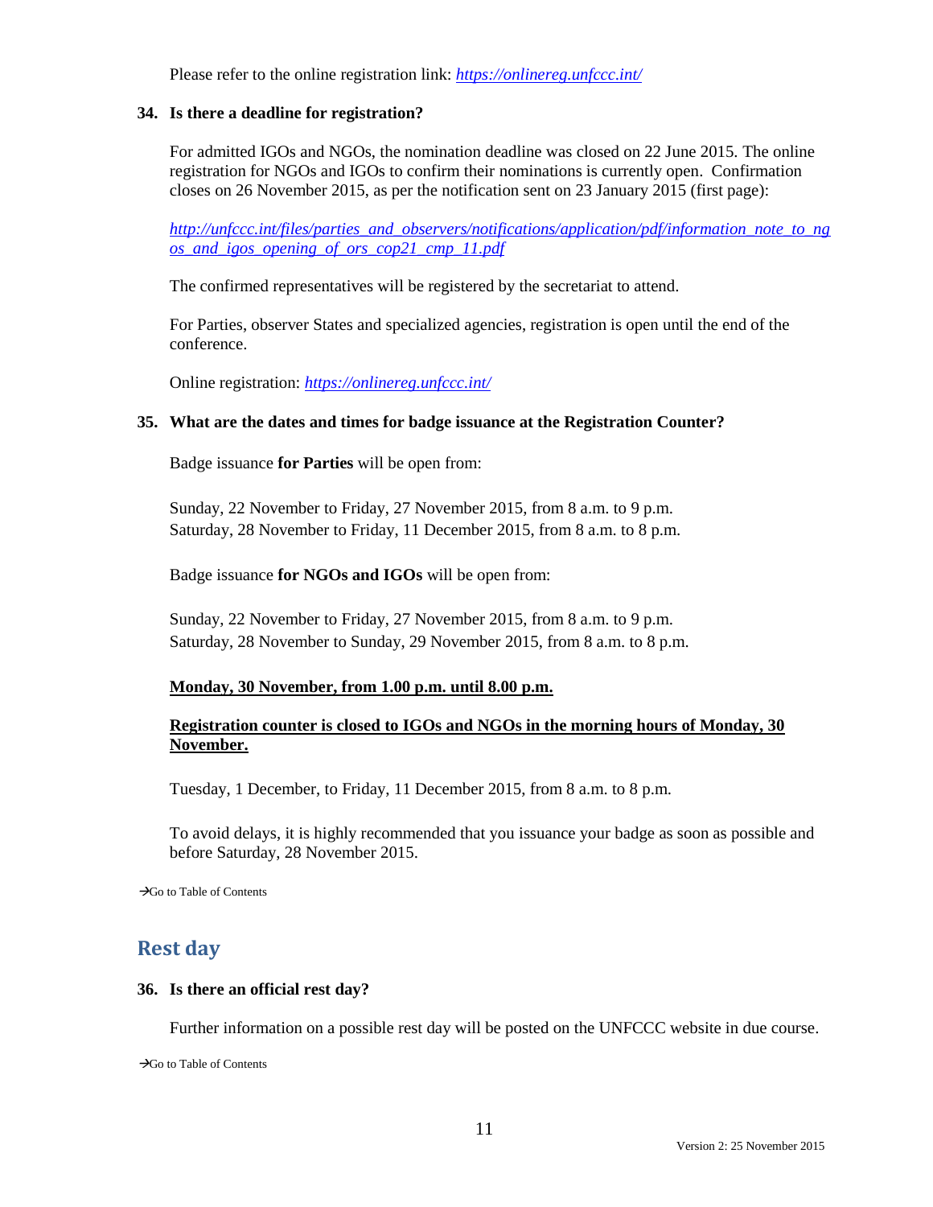Please refer to the online registration link: *https://onlinereg.unfccc.int/*

**34. Is there a deadline for registration?**

For admitted IGOs and NGOs, the nomination deadline was closed on 22 June 2015. The online registration for NGOs and IGOs to confirm their nominations is currently open. Confirmation closes on 26 November 2015, as per the notification sent on 23 January 2015 (first page):

*http://unfccc.int/files/parties_and_observers/notifications/application/pdf/information_note_to_ngos_and_igos_opening_of_ors_cop21_cmp_11.pdf*

The confirmed representatives will be registered by the secretariat to attend.

For Parties, observer States and specialized agencies, registration is open until the end of the conference.

Online registration: *https://onlinereg.unfccc.int/*

**35. What are the dates and times for badge issuance at the Registration Counter?**

Badge issuance **for Parties** will be open from:

Sunday, 22 November to Friday, 27 November 2015, from 8 a.m. to 9 p.m.
Saturday, 28 November to Friday, 11 December 2015, from 8 a.m. to 8 p.m.

Badge issuance **for NGOs and IGOs** will be open from:

Sunday, 22 November to Friday, 27 November 2015, from 8 a.m. to 9 p.m.
Saturday, 28 November to Sunday, 29 November 2015, from 8 a.m. to 8 p.m.

**Monday, 30 November, from 1.00 p.m. until 8.00 p.m.**

**Registration counter is closed to IGOs and NGOs in the morning hours of Monday, 30 November.**

Tuesday, 1 December, to Friday, 11 December 2015, from 8 a.m. to 8 p.m.

To avoid delays, it is highly recommended that you issuance your badge as soon as possible and before Saturday, 28 November 2015.

→Go to Table of Contents

## Rest day

**36. Is there an official rest day?**

Further information on a possible rest day will be posted on the UNFCCC website in due course.

→Go to Table of Contents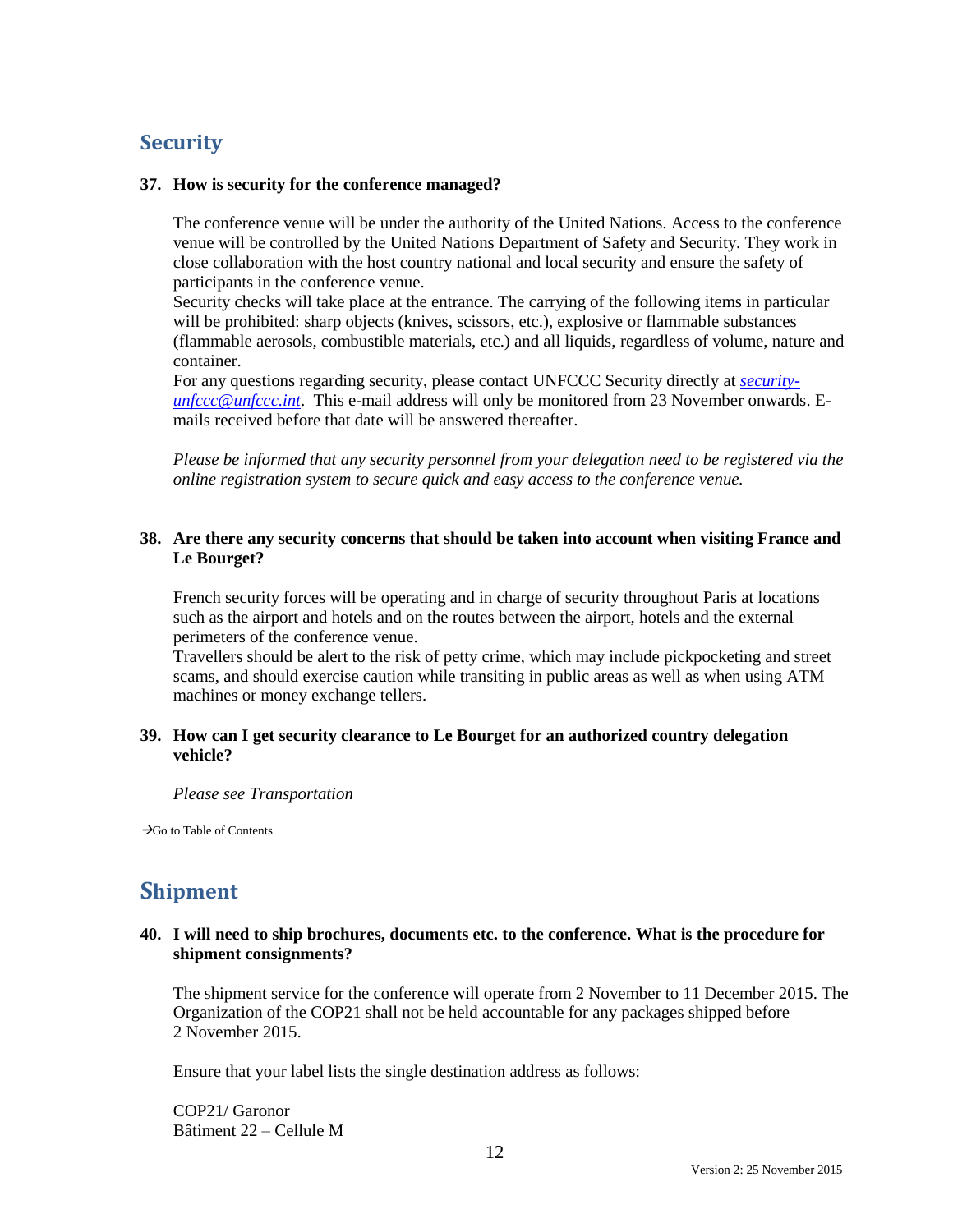## Security

**37. How is security for the conference managed?**

The conference venue will be under the authority of the United Nations. Access to the conference venue will be controlled by the United Nations Department of Safety and Security. They work in close collaboration with the host country national and local security and ensure the safety of participants in the conference venue.

Security checks will take place at the entrance. The carrying of the following items in particular will be prohibited: sharp objects (knives, scissors, etc.), explosive or flammable substances (flammable aerosols, combustible materials, etc.) and all liquids, regardless of volume, nature and container.

For any questions regarding security, please contact UNFCCC Security directly at *security-unfccc@unfccc.int*. This e-mail address will only be monitored from 23 November onwards. E-mails received before that date will be answered thereafter.

*Please be informed that any security personnel from your delegation need to be registered via the online registration system to secure quick and easy access to the conference venue.*

**38. Are there any security concerns that should be taken into account when visiting France and Le Bourget?**

French security forces will be operating and in charge of security throughout Paris at locations such as the airport and hotels and on the routes between the airport, hotels and the external perimeters of the conference venue.

Travellers should be alert to the risk of petty crime, which may include pickpocketing and street scams, and should exercise caution while transiting in public areas as well as when using ATM machines or money exchange tellers.

**39. How can I get security clearance to Le Bourget for an authorized country delegation vehicle?**

*Please see Transportation*

→Go to Table of Contents

## Shipment

**40. I will need to ship brochures, documents etc. to the conference. What is the procedure for shipment consignments?**

The shipment service for the conference will operate from 2 November to 11 December 2015. The Organization of the COP21 shall not be held accountable for any packages shipped before 2 November 2015.

Ensure that your label lists the single destination address as follows:

COP21/ Garonor
Bâtiment 22 – Cellule M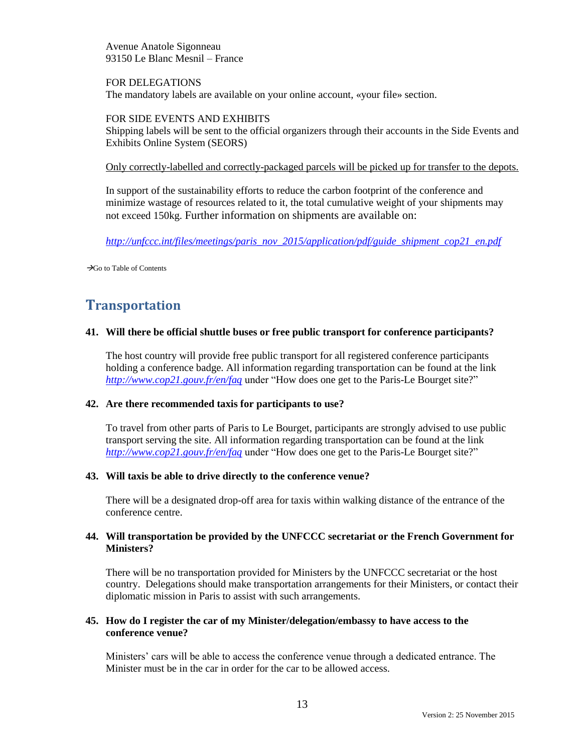Avenue Anatole Sigonneau
93150 Le Blanc Mesnil – France

FOR DELEGATIONS
The mandatory labels are available on your online account, «your file» section.

FOR SIDE EVENTS AND EXHIBITS
Shipping labels will be sent to the official organizers through their accounts in the Side Events and Exhibits Online System (SEORS)

Only correctly-labelled and correctly-packaged parcels will be picked up for transfer to the depots.

In support of the sustainability efforts to reduce the carbon footprint of the conference and minimize wastage of resources related to it, the total cumulative weight of your shipments may not exceed 150kg. Further information on shipments are available on:

*http://unfccc.int/files/meetings/paris_nov_2015/application/pdf/guide_shipment_cop21_en.pdf*

→Go to Table of Contents

## Transportation

**41. Will there be official shuttle buses or free public transport for conference participants?**

The host country will provide free public transport for all registered conference participants holding a conference badge. All information regarding transportation can be found at the link *http://www.cop21.gouv.fr/en/faq* under "How does one get to the Paris-Le Bourget site?"

**42. Are there recommended taxis for participants to use?**

To travel from other parts of Paris to Le Bourget, participants are strongly advised to use public transport serving the site. All information regarding transportation can be found at the link *http://www.cop21.gouv.fr/en/faq* under "How does one get to the Paris-Le Bourget site?"

**43. Will taxis be able to drive directly to the conference venue?**

There will be a designated drop-off area for taxis within walking distance of the entrance of the conference centre.

**44. Will transportation be provided by the UNFCCC secretariat or the French Government for Ministers?**

There will be no transportation provided for Ministers by the UNFCCC secretariat or the host country. Delegations should make transportation arrangements for their Ministers, or contact their diplomatic mission in Paris to assist with such arrangements.

**45. How do I register the car of my Minister/delegation/embassy to have access to the conference venue?**

Ministers' cars will be able to access the conference venue through a dedicated entrance. The Minister must be in the car in order for the car to be allowed access.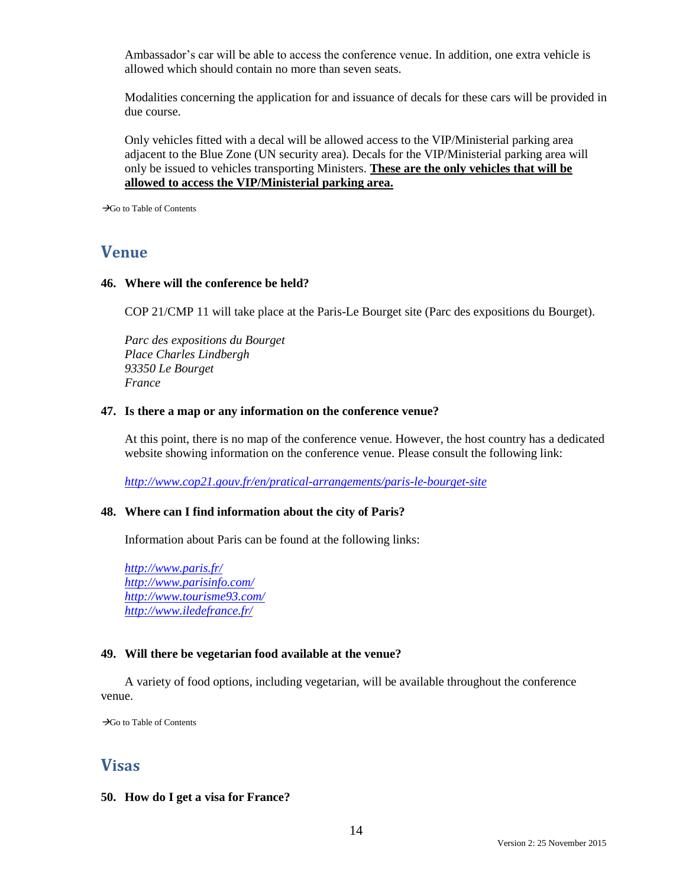Ambassador's car will be able to access the conference venue. In addition, one extra vehicle is allowed which should contain no more than seven seats.

Modalities concerning the application for and issuance of decals for these cars will be provided in due course.

Only vehicles fitted with a decal will be allowed access to the VIP/Ministerial parking area adjacent to the Blue Zone (UN security area). Decals for the VIP/Ministerial parking area will only be issued to vehicles transporting Ministers. **These are the only vehicles that will be allowed to access the VIP/Ministerial parking area.**

→Go to Table of Contents

## Venue

**46. Where will the conference be held?**

COP 21/CMP 11 will take place at the Paris-Le Bourget site (Parc des expositions du Bourget).

*Parc des expositions du Bourget*
*Place Charles Lindbergh*
*93350 Le Bourget*
*France*

**47. Is there a map or any information on the conference venue?**

At this point, there is no map of the conference venue. However, the host country has a dedicated website showing information on the conference venue. Please consult the following link:

*http://www.cop21.gouv.fr/en/pratical-arrangements/paris-le-bourget-site*

**48. Where can I find information about the city of Paris?**

Information about Paris can be found at the following links:

*http://www.paris.fr/*
*http://www.parisinfo.com/*
*http://www.tourisme93.com/*
*http://www.iledefrance.fr/*

**49. Will there be vegetarian food available at the venue?**

A variety of food options, including vegetarian, will be available throughout the conference venue.

→Go to Table of Contents

## Visas

**50. How do I get a visa for France?**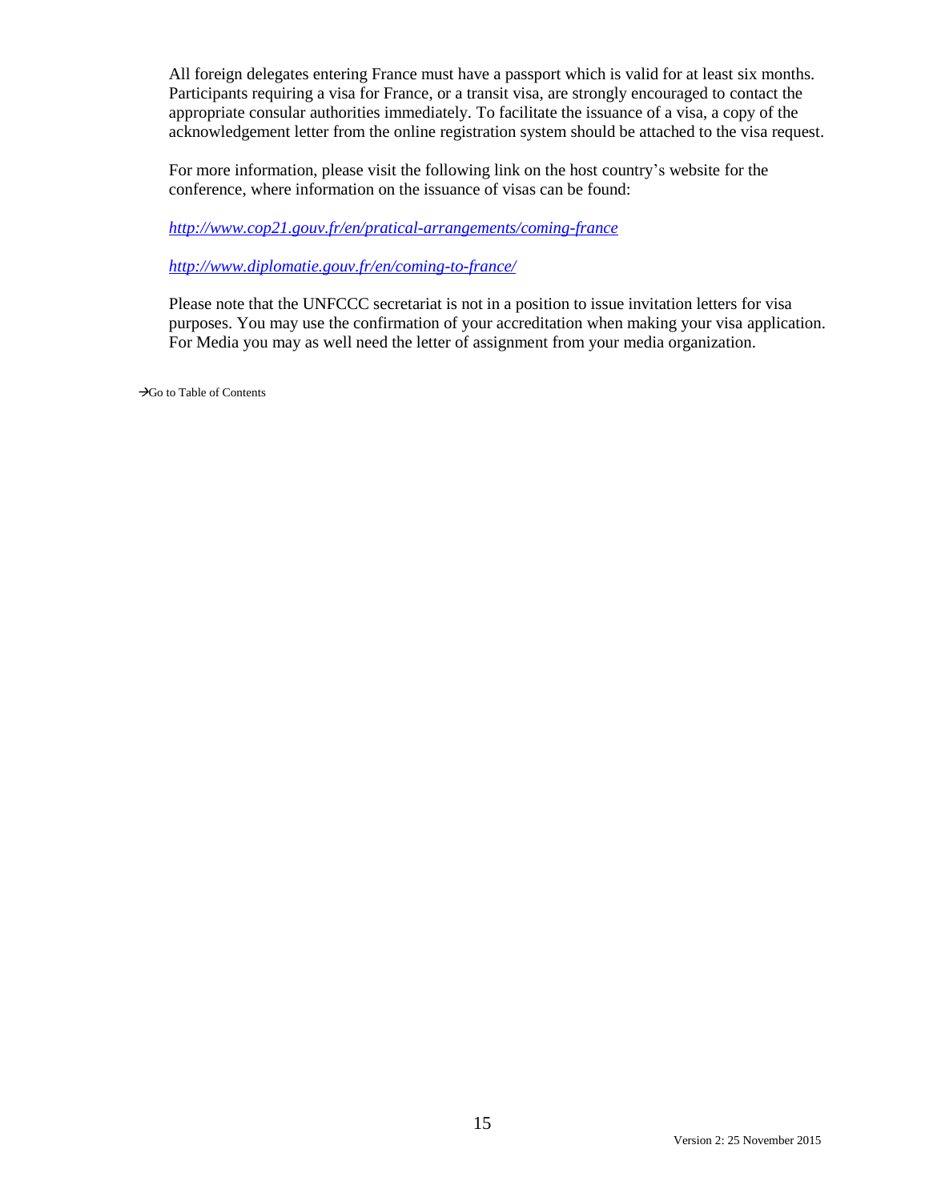All foreign delegates entering France must have a passport which is valid for at least six months. Participants requiring a visa for France, or a transit visa, are strongly encouraged to contact the appropriate consular authorities immediately. To facilitate the issuance of a visa, a copy of the acknowledgement letter from the online registration system should be attached to the visa request.

For more information, please visit the following link on the host country's website for the conference, where information on the issuance of visas can be found:

*http://www.cop21.gouv.fr/en/pratical-arrangements/coming-france*

*http://www.diplomatie.gouv.fr/en/coming-to-france/*

Please note that the UNFCCC secretariat is not in a position to issue invitation letters for visa purposes. You may use the confirmation of your accreditation when making your visa application. For Media you may as well need the letter of assignment from your media organization.

→Go to Table of Contents